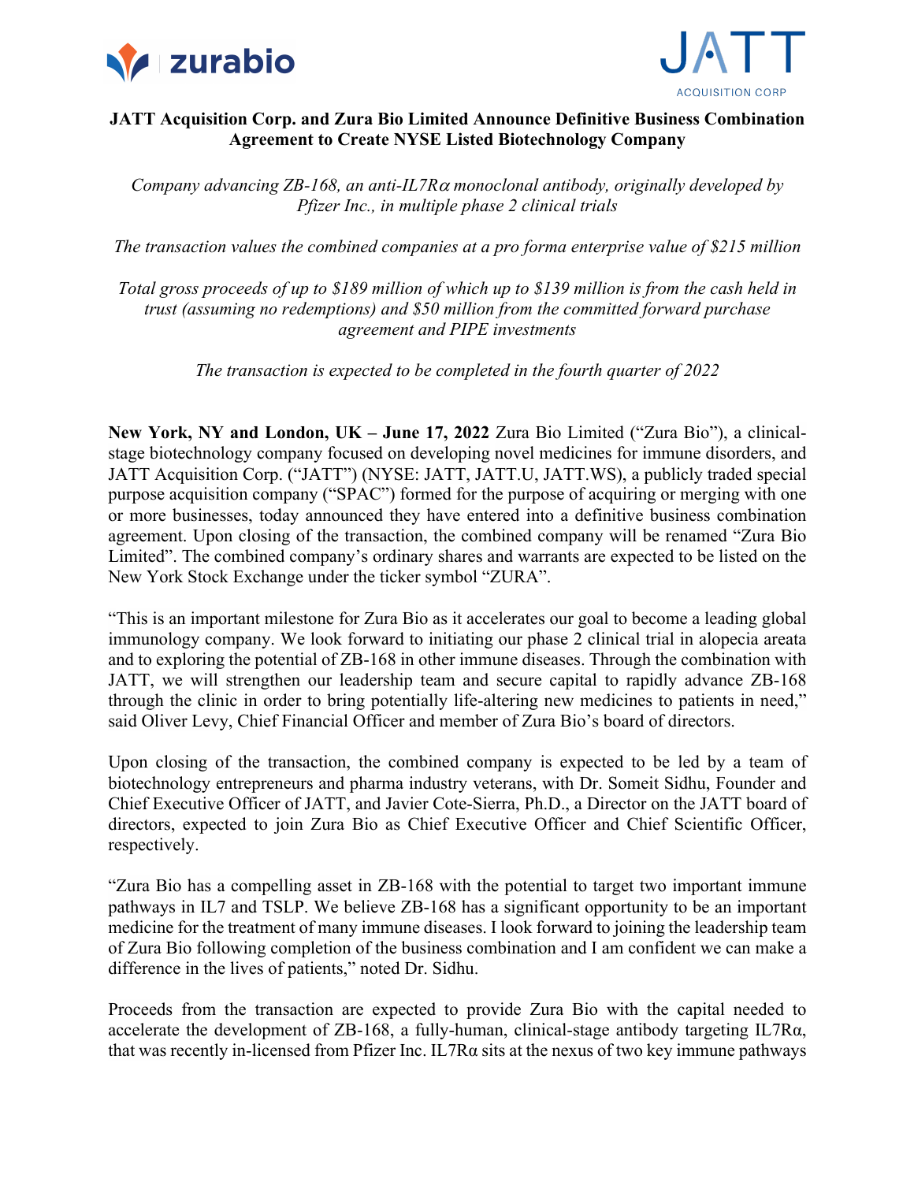**JATT Acquisition Corp. and Zura Bio Limited Announce Definitive Business Combination Agreement to Create NYSE Listed Biotechnology Company**

*Company advancing ZB-168, an anti-IL7Rα monoclonal antibody, originally developed by Pfizer Inc., in multiple phase 2 clinical trials*

*The transaction values the combined companies at a pro forma enterprise value of $215 million*

*Total gross proceeds of up to $189 million of which up to $139 million is from the cash held in trust (assuming no redemptions) and $50 million from the committed forward purchase agreement and PIPE investments*

*The transaction is expected to be completed in the fourth quarter of 2022*

**New York, NY and London, UK – June 17, 2022** Zura Bio Limited ("Zura Bio"), a clinical-stage biotechnology company focused on developing novel medicines for immune disorders, and JATT Acquisition Corp. ("JATT") (NYSE: JATT, JATT.U, JATT.WS), a publicly traded special purpose acquisition company ("SPAC") formed for the purpose of acquiring or merging with one or more businesses, today announced they have entered into a definitive business combination agreement. Upon closing of the transaction, the combined company will be renamed "Zura Bio Limited". The combined company's ordinary shares and warrants are expected to be listed on the New York Stock Exchange under the ticker symbol "ZURA".

"This is an important milestone for Zura Bio as it accelerates our goal to become a leading global immunology company. We look forward to initiating our phase 2 clinical trial in alopecia areata and to exploring the potential of ZB-168 in other immune diseases. Through the combination with JATT, we will strengthen our leadership team and secure capital to rapidly advance ZB-168 through the clinic in order to bring potentially life-altering new medicines to patients in need," said Oliver Levy, Chief Financial Officer and member of Zura Bio's board of directors.

Upon closing of the transaction, the combined company is expected to be led by a team of biotechnology entrepreneurs and pharma industry veterans, with Dr. Someit Sidhu, Founder and Chief Executive Officer of JATT, and Javier Cote-Sierra, Ph.D., a Director on the JATT board of directors, expected to join Zura Bio as Chief Executive Officer and Chief Scientific Officer, respectively.

"Zura Bio has a compelling asset in ZB-168 with the potential to target two important immune pathways in IL7 and TSLP. We believe ZB-168 has a significant opportunity to be an important medicine for the treatment of many immune diseases. I look forward to joining the leadership team of Zura Bio following completion of the business combination and I am confident we can make a difference in the lives of patients," noted Dr. Sidhu.

Proceeds from the transaction are expected to provide Zura Bio with the capital needed to accelerate the development of ZB-168, a fully-human, clinical-stage antibody targeting IL7Rα, that was recently in-licensed from Pfizer Inc. IL7Rα sits at the nexus of two key immune pathways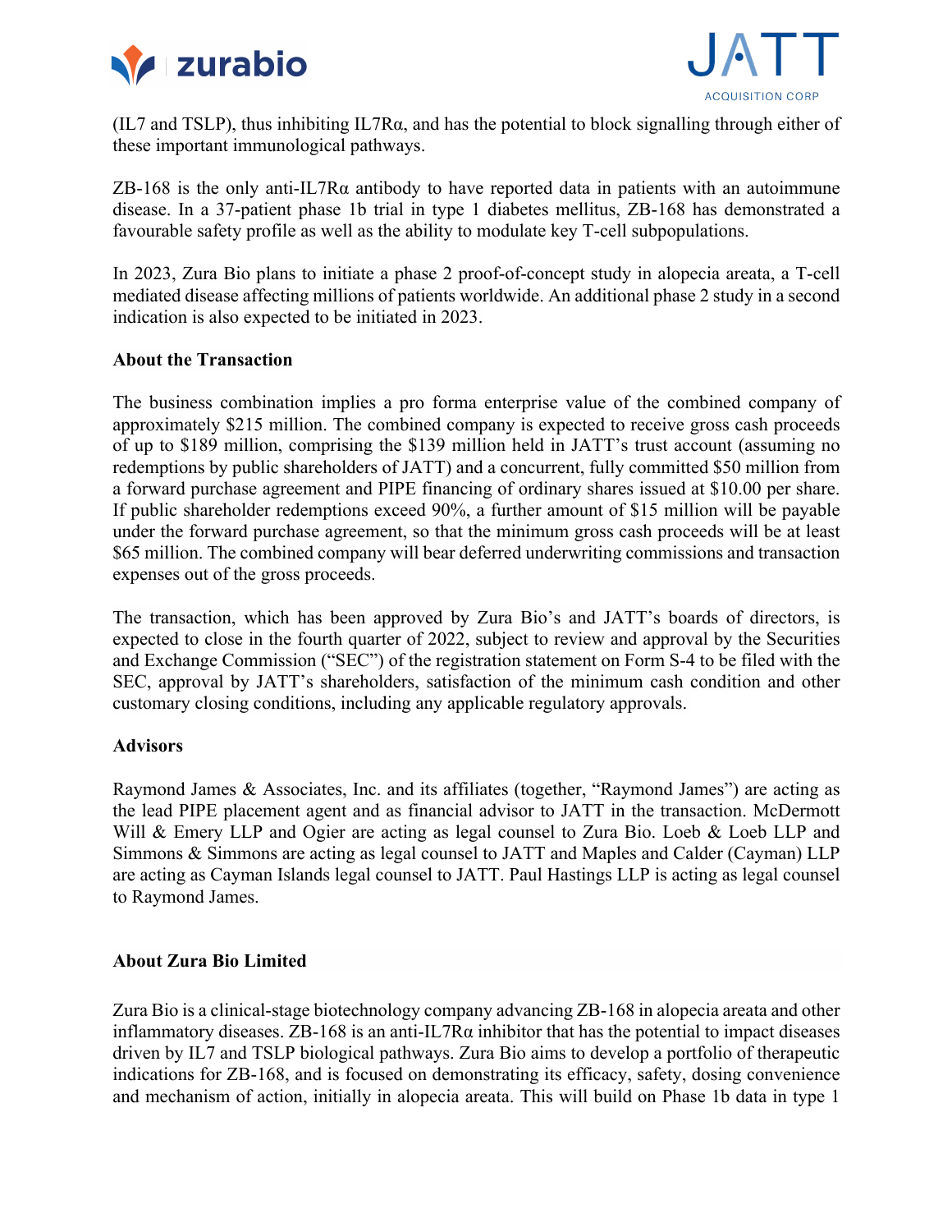(IL7 and TSLP), thus inhibiting IL7Rα, and has the potential to block signalling through either of these important immunological pathways.

ZB-168 is the only anti-IL7Rα antibody to have reported data in patients with an autoimmune disease. In a 37-patient phase 1b trial in type 1 diabetes mellitus, ZB-168 has demonstrated a favourable safety profile as well as the ability to modulate key T-cell subpopulations.

In 2023, Zura Bio plans to initiate a phase 2 proof-of-concept study in alopecia areata, a T-cell mediated disease affecting millions of patients worldwide. An additional phase 2 study in a second indication is also expected to be initiated in 2023.

**About the Transaction**

The business combination implies a pro forma enterprise value of the combined company of approximately $215 million. The combined company is expected to receive gross cash proceeds of up to $189 million, comprising the $139 million held in JATT's trust account (assuming no redemptions by public shareholders of JATT) and a concurrent, fully committed $50 million from a forward purchase agreement and PIPE financing of ordinary shares issued at $10.00 per share. If public shareholder redemptions exceed 90%, a further amount of $15 million will be payable under the forward purchase agreement, so that the minimum gross cash proceeds will be at least $65 million. The combined company will bear deferred underwriting commissions and transaction expenses out of the gross proceeds.

The transaction, which has been approved by Zura Bio's and JATT's boards of directors, is expected to close in the fourth quarter of 2022, subject to review and approval by the Securities and Exchange Commission ("SEC") of the registration statement on Form S-4 to be filed with the SEC, approval by JATT's shareholders, satisfaction of the minimum cash condition and other customary closing conditions, including any applicable regulatory approvals.

**Advisors**

Raymond James & Associates, Inc. and its affiliates (together, "Raymond James") are acting as the lead PIPE placement agent and as financial advisor to JATT in the transaction. McDermott Will & Emery LLP and Ogier are acting as legal counsel to Zura Bio. Loeb & Loeb LLP and Simmons & Simmons are acting as legal counsel to JATT and Maples and Calder (Cayman) LLP are acting as Cayman Islands legal counsel to JATT. Paul Hastings LLP is acting as legal counsel to Raymond James.

**About Zura Bio Limited**

Zura Bio is a clinical-stage biotechnology company advancing ZB-168 in alopecia areata and other inflammatory diseases. ZB-168 is an anti-IL7Rα inhibitor that has the potential to impact diseases driven by IL7 and TSLP biological pathways. Zura Bio aims to develop a portfolio of therapeutic indications for ZB-168, and is focused on demonstrating its efficacy, safety, dosing convenience and mechanism of action, initially in alopecia areata. This will build on Phase 1b data in type 1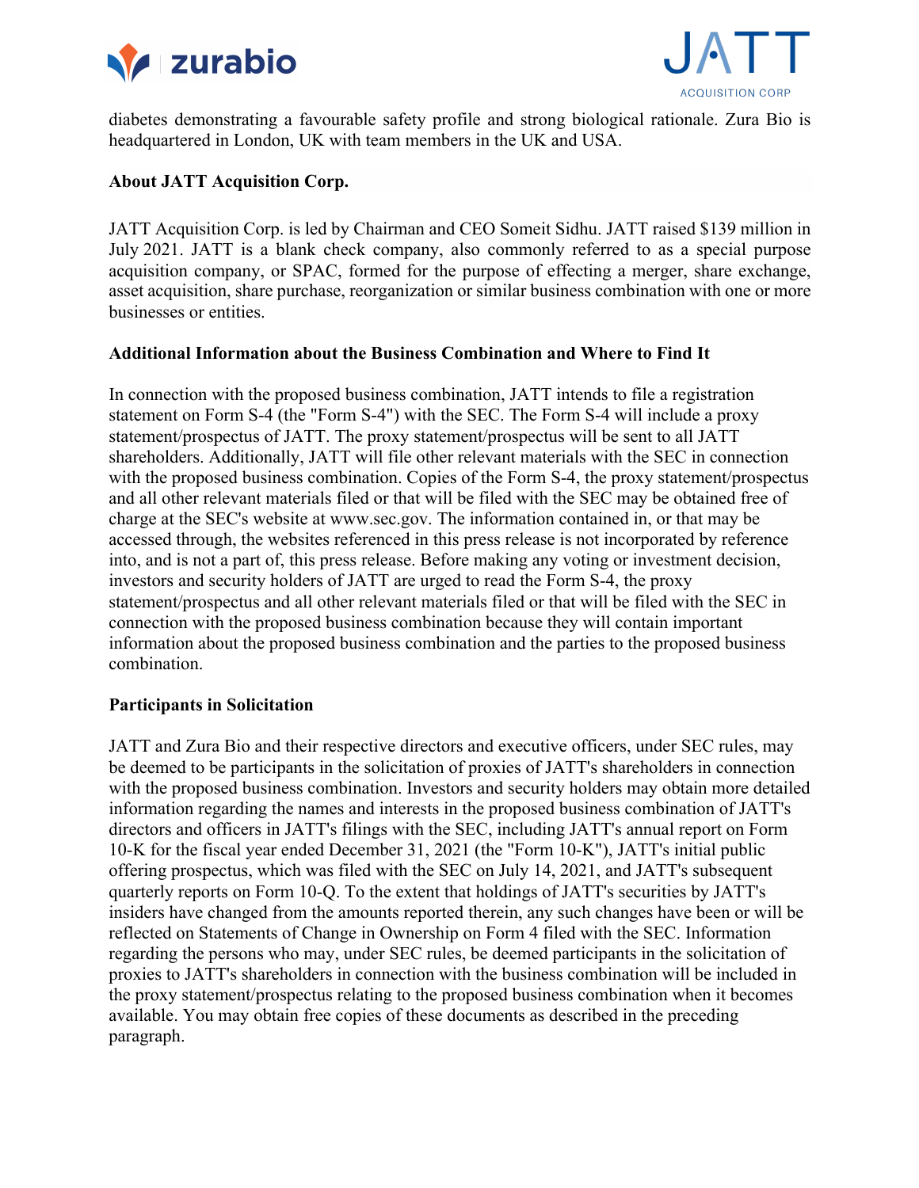diabetes demonstrating a favourable safety profile and strong biological rationale. Zura Bio is headquartered in London, UK with team members in the UK and USA.

**About JATT Acquisition Corp.**

JATT Acquisition Corp. is led by Chairman and CEO Someit Sidhu. JATT raised $139 million in July 2021. JATT is a blank check company, also commonly referred to as a special purpose acquisition company, or SPAC, formed for the purpose of effecting a merger, share exchange, asset acquisition, share purchase, reorganization or similar business combination with one or more businesses or entities.

**Additional Information about the Business Combination and Where to Find It**

In connection with the proposed business combination, JATT intends to file a registration statement on Form S-4 (the "Form S-4") with the SEC. The Form S-4 will include a proxy statement/prospectus of JATT. The proxy statement/prospectus will be sent to all JATT shareholders. Additionally, JATT will file other relevant materials with the SEC in connection with the proposed business combination. Copies of the Form S-4, the proxy statement/prospectus and all other relevant materials filed or that will be filed with the SEC may be obtained free of charge at the SEC's website at www.sec.gov. The information contained in, or that may be accessed through, the websites referenced in this press release is not incorporated by reference into, and is not a part of, this press release. Before making any voting or investment decision, investors and security holders of JATT are urged to read the Form S-4, the proxy statement/prospectus and all other relevant materials filed or that will be filed with the SEC in connection with the proposed business combination because they will contain important information about the proposed business combination and the parties to the proposed business combination.

**Participants in Solicitation**

JATT and Zura Bio and their respective directors and executive officers, under SEC rules, may be deemed to be participants in the solicitation of proxies of JATT's shareholders in connection with the proposed business combination. Investors and security holders may obtain more detailed information regarding the names and interests in the proposed business combination of JATT's directors and officers in JATT's filings with the SEC, including JATT's annual report on Form 10-K for the fiscal year ended December 31, 2021 (the "Form 10-K"), JATT's initial public offering prospectus, which was filed with the SEC on July 14, 2021, and JATT's subsequent quarterly reports on Form 10-Q. To the extent that holdings of JATT's securities by JATT's insiders have changed from the amounts reported therein, any such changes have been or will be reflected on Statements of Change in Ownership on Form 4 filed with the SEC. Information regarding the persons who may, under SEC rules, be deemed participants in the solicitation of proxies to JATT's shareholders in connection with the business combination will be included in the proxy statement/prospectus relating to the proposed business combination when it becomes available. You may obtain free copies of these documents as described in the preceding paragraph.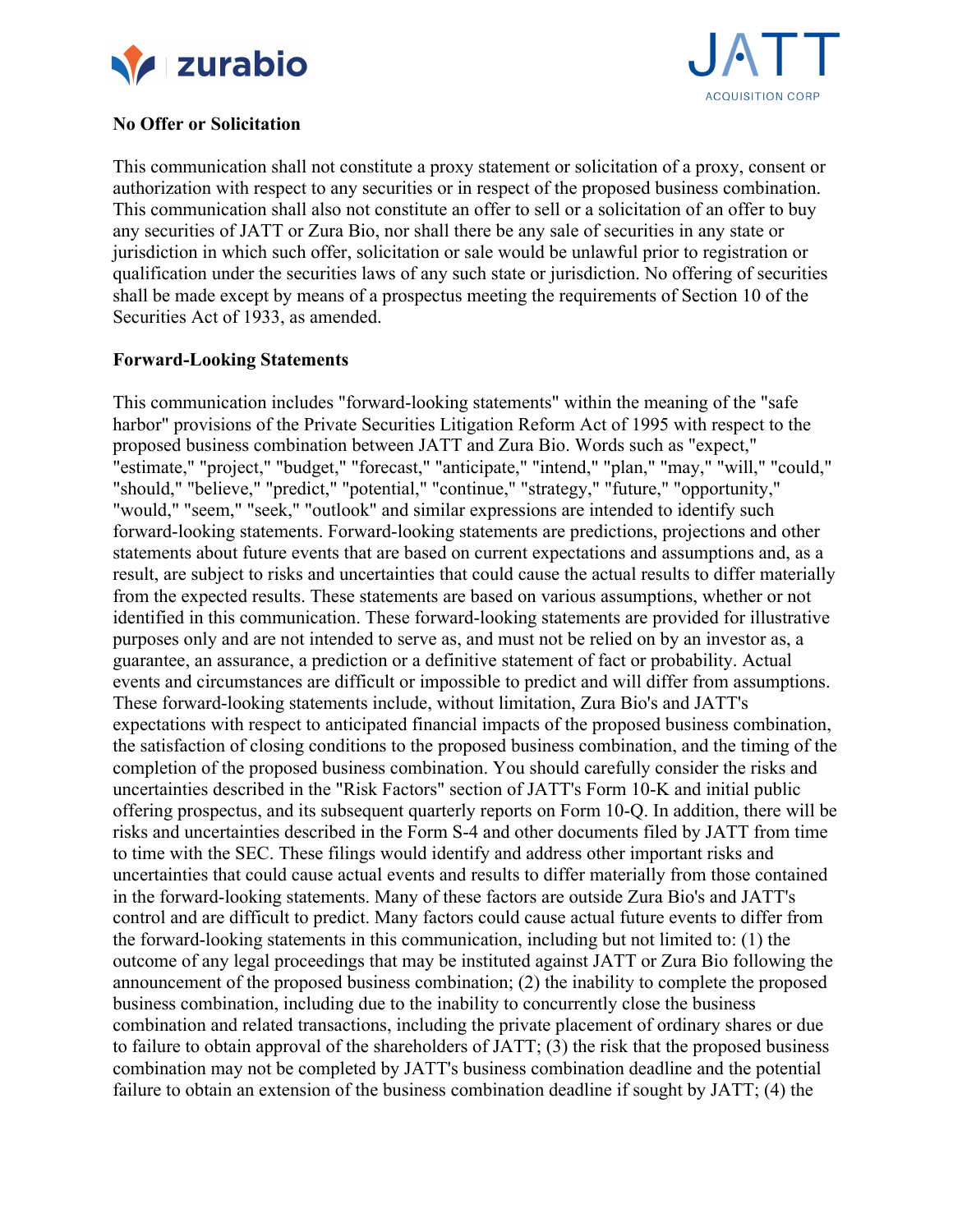**No Offer or Solicitation**

This communication shall not constitute a proxy statement or solicitation of a proxy, consent or authorization with respect to any securities or in respect of the proposed business combination. This communication shall also not constitute an offer to sell or a solicitation of an offer to buy any securities of JATT or Zura Bio, nor shall there be any sale of securities in any state or jurisdiction in which such offer, solicitation or sale would be unlawful prior to registration or qualification under the securities laws of any such state or jurisdiction. No offering of securities shall be made except by means of a prospectus meeting the requirements of Section 10 of the Securities Act of 1933, as amended.

**Forward-Looking Statements**

This communication includes "forward-looking statements" within the meaning of the "safe harbor" provisions of the Private Securities Litigation Reform Act of 1995 with respect to the proposed business combination between JATT and Zura Bio. Words such as "expect," "estimate," "project," "budget," "forecast," "anticipate," "intend," "plan," "may," "will," "could," "should," "believe," "predict," "potential," "continue," "strategy," "future," "opportunity," "would," "seem," "seek," "outlook" and similar expressions are intended to identify such forward-looking statements. Forward-looking statements are predictions, projections and other statements about future events that are based on current expectations and assumptions and, as a result, are subject to risks and uncertainties that could cause the actual results to differ materially from the expected results. These statements are based on various assumptions, whether or not identified in this communication. These forward-looking statements are provided for illustrative purposes only and are not intended to serve as, and must not be relied on by an investor as, a guarantee, an assurance, a prediction or a definitive statement of fact or probability. Actual events and circumstances are difficult or impossible to predict and will differ from assumptions. These forward-looking statements include, without limitation, Zura Bio's and JATT's expectations with respect to anticipated financial impacts of the proposed business combination, the satisfaction of closing conditions to the proposed business combination, and the timing of the completion of the proposed business combination. You should carefully consider the risks and uncertainties described in the "Risk Factors" section of JATT's Form 10-K and initial public offering prospectus, and its subsequent quarterly reports on Form 10-Q. In addition, there will be risks and uncertainties described in the Form S-4 and other documents filed by JATT from time to time with the SEC. These filings would identify and address other important risks and uncertainties that could cause actual events and results to differ materially from those contained in the forward-looking statements. Many of these factors are outside Zura Bio's and JATT's control and are difficult to predict. Many factors could cause actual future events to differ from the forward-looking statements in this communication, including but not limited to: (1) the outcome of any legal proceedings that may be instituted against JATT or Zura Bio following the announcement of the proposed business combination; (2) the inability to complete the proposed business combination, including due to the inability to concurrently close the business combination and related transactions, including the private placement of ordinary shares or due to failure to obtain approval of the shareholders of JATT; (3) the risk that the proposed business combination may not be completed by JATT's business combination deadline and the potential failure to obtain an extension of the business combination deadline if sought by JATT; (4) the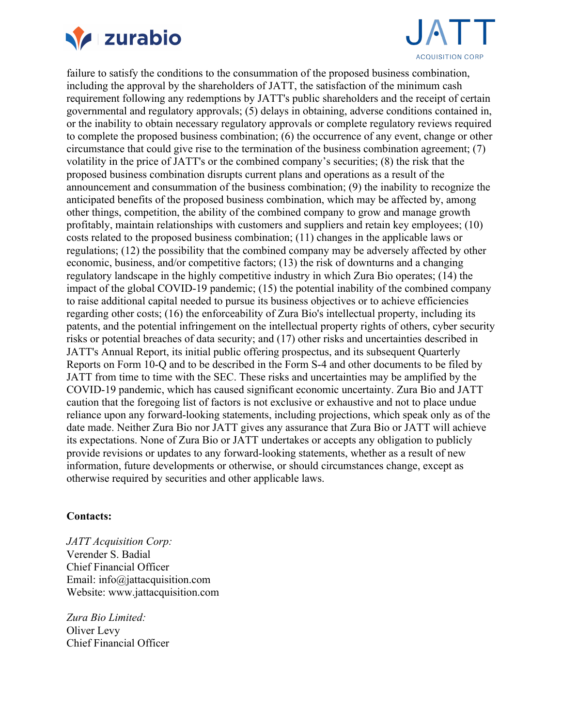failure to satisfy the conditions to the consummation of the proposed business combination, including the approval by the shareholders of JATT, the satisfaction of the minimum cash requirement following any redemptions by JATT's public shareholders and the receipt of certain governmental and regulatory approvals; (5) delays in obtaining, adverse conditions contained in, or the inability to obtain necessary regulatory approvals or complete regulatory reviews required to complete the proposed business combination; (6) the occurrence of any event, change or other circumstance that could give rise to the termination of the business combination agreement; (7) volatility in the price of JATT's or the combined company's securities; (8) the risk that the proposed business combination disrupts current plans and operations as a result of the announcement and consummation of the business combination; (9) the inability to recognize the anticipated benefits of the proposed business combination, which may be affected by, among other things, competition, the ability of the combined company to grow and manage growth profitably, maintain relationships with customers and suppliers and retain key employees; (10) costs related to the proposed business combination; (11) changes in the applicable laws or regulations; (12) the possibility that the combined company may be adversely affected by other economic, business, and/or competitive factors; (13) the risk of downturns and a changing regulatory landscape in the highly competitive industry in which Zura Bio operates; (14) the impact of the global COVID-19 pandemic; (15) the potential inability of the combined company to raise additional capital needed to pursue its business objectives or to achieve efficiencies regarding other costs; (16) the enforceability of Zura Bio's intellectual property, including its patents, and the potential infringement on the intellectual property rights of others, cyber security risks or potential breaches of data security; and (17) other risks and uncertainties described in JATT's Annual Report, its initial public offering prospectus, and its subsequent Quarterly Reports on Form 10-Q and to be described in the Form S-4 and other documents to be filed by JATT from time to time with the SEC. These risks and uncertainties may be amplified by the COVID-19 pandemic, which has caused significant economic uncertainty. Zura Bio and JATT caution that the foregoing list of factors is not exclusive or exhaustive and not to place undue reliance upon any forward-looking statements, including projections, which speak only as of the date made. Neither Zura Bio nor JATT gives any assurance that Zura Bio or JATT will achieve its expectations. None of Zura Bio or JATT undertakes or accepts any obligation to publicly provide revisions or updates to any forward-looking statements, whether as a result of new information, future developments or otherwise, or should circumstances change, except as otherwise required by securities and other applicable laws.

**Contacts:**

*JATT Acquisition Corp:*
Verender S. Badial
Chief Financial Officer
Email: info@jattacquisition.com
Website: www.jattacquisition.com

*Zura Bio Limited:*
Oliver Levy
Chief Financial Officer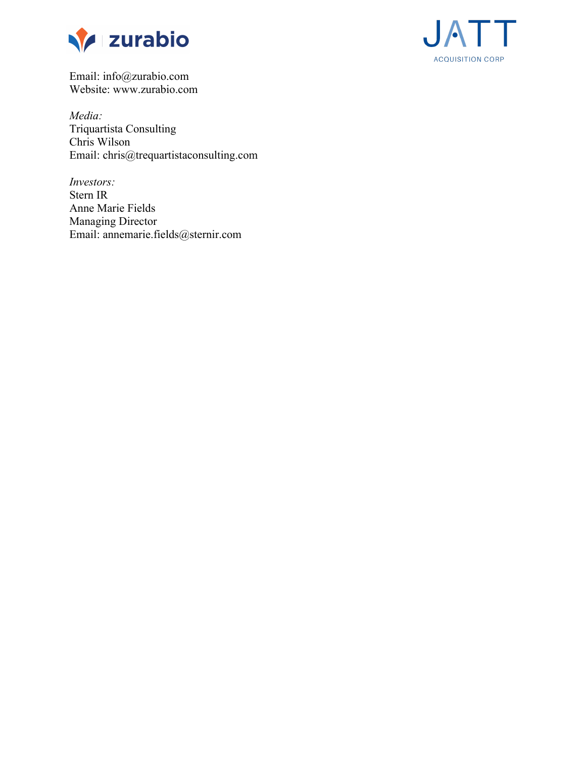Email: info@zurabio.com
Website: www.zurabio.com

*Media:*
Triquartista Consulting
Chris Wilson
Email: chris@trequartistaconsulting.com

*Investors:*
Stern IR
Anne Marie Fields
Managing Director
Email: annemarie.fields@sternir.com